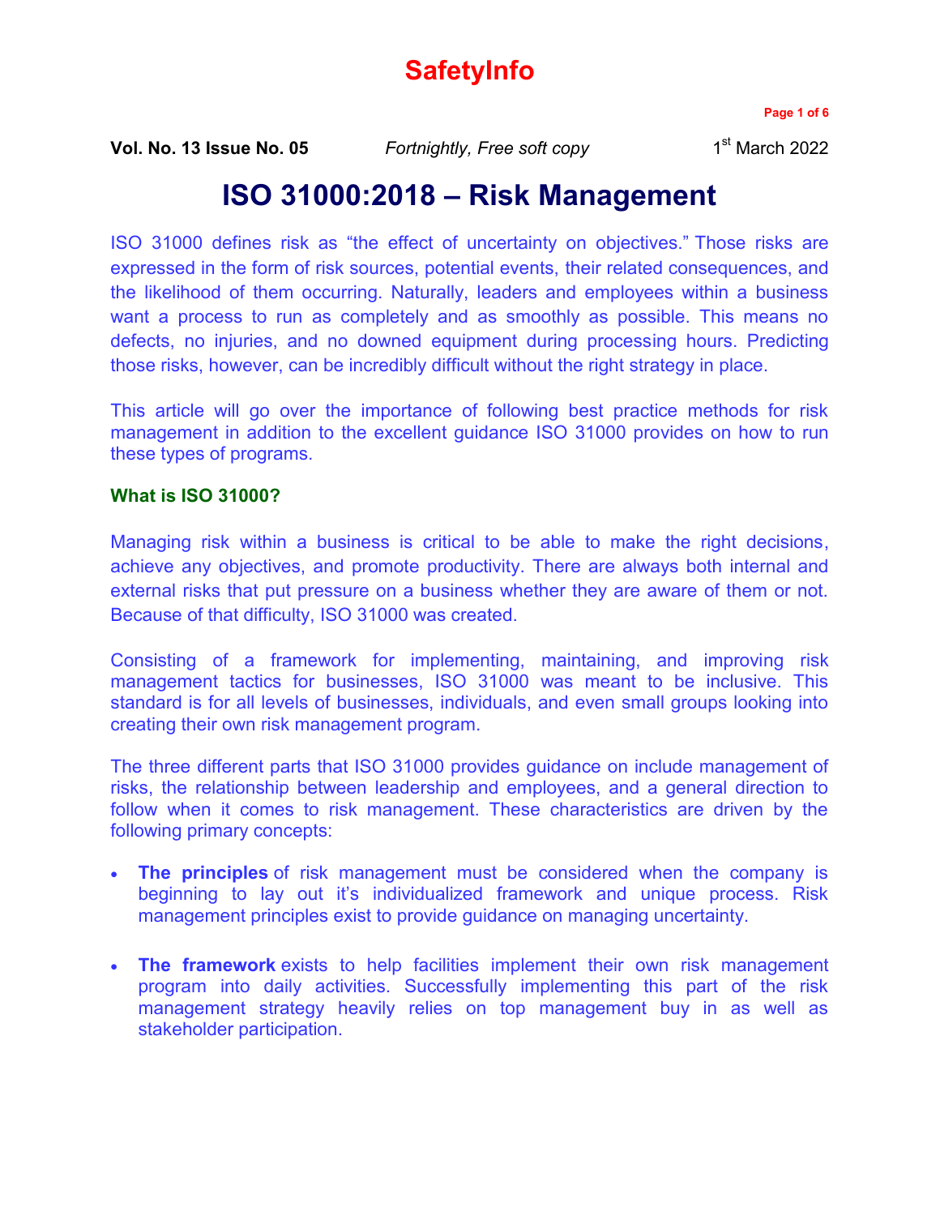# SafetyInfo

**Vol. No. 13 Issue No. 05** *Fortnightly, Free soft copy* 1st March 2022

# ISO 31000:2018 – Risk Management

ISO 31000 defines risk as "the effect of uncertainty on objectives." Those risks are expressed in the form of risk sources, potential events, their related consequences, and the likelihood of them occurring. Naturally, leaders and employees within a business want a process to run as completely and as smoothly as possible. This means no defects, no injuries, and no downed equipment during processing hours. Predicting those risks, however, can be incredibly difficult without the right strategy in place.

This article will go over the importance of following best practice methods for risk management in addition to the excellent guidance ISO 31000 provides on how to run these types of programs.

### What is ISO 31000?

Managing risk within a business is critical to be able to make the right decisions, achieve any objectives, and promote productivity. There are always both internal and external risks that put pressure on a business whether they are aware of them or not. Because of that difficulty, ISO 31000 was created.

Consisting of a framework for implementing, maintaining, and improving risk management tactics for businesses, ISO 31000 was meant to be inclusive. This standard is for all levels of businesses, individuals, and even small groups looking into creating their own risk management program.

The three different parts that ISO 31000 provides guidance on include management of risks, the relationship between leadership and employees, and a general direction to follow when it comes to risk management. These characteristics are driven by the following primary concepts:

- **The principles** of risk management must be considered when the company is beginning to lay out it's individualized framework and unique process. Risk management principles exist to provide guidance on managing uncertainty.

- **The framework** exists to help facilities implement their own risk management program into daily activities. Successfully implementing this part of the risk management strategy heavily relies on top management buy in as well as stakeholder participation.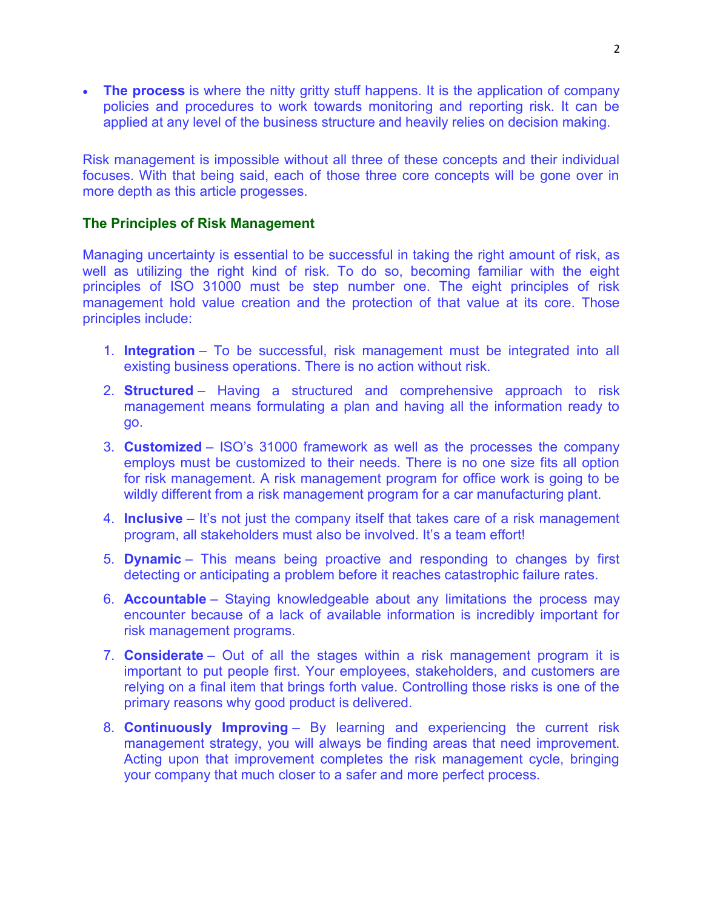- **The process** is where the nitty gritty stuff happens. It is the application of company policies and procedures to work towards monitoring and reporting risk. It can be applied at any level of the business structure and heavily relies on decision making.

Risk management is impossible without all three of these concepts and their individual focuses. With that being said, each of those three core concepts will be gone over in more depth as this article progesses.

## The Principles of Risk Management

Managing uncertainty is essential to be successful in taking the right amount of risk, as well as utilizing the right kind of risk. To do so, becoming familiar with the eight principles of ISO 31000 must be step number one. The eight principles of risk management hold value creation and the protection of that value at its core. Those principles include:

1. **Integration** – To be successful, risk management must be integrated into all existing business operations. There is no action without risk.
2. **Structured** – Having a structured and comprehensive approach to risk management means formulating a plan and having all the information ready to go.
3. **Customized** – ISO's 31000 framework as well as the processes the company employs must be customized to their needs. There is no one size fits all option for risk management. A risk management program for office work is going to be wildly different from a risk management program for a car manufacturing plant.
4. **Inclusive** – It's not just the company itself that takes care of a risk management program, all stakeholders must also be involved. It's a team effort!
5. **Dynamic** – This means being proactive and responding to changes by first detecting or anticipating a problem before it reaches catastrophic failure rates.
6. **Accountable** – Staying knowledgeable about any limitations the process may encounter because of a lack of available information is incredibly important for risk management programs.
7. **Considerate** – Out of all the stages within a risk management program it is important to put people first. Your employees, stakeholders, and customers are relying on a final item that brings forth value. Controlling those risks is one of the primary reasons why good product is delivered.
8. **Continuously Improving** – By learning and experiencing the current risk management strategy, you will always be finding areas that need improvement. Acting upon that improvement completes the risk management cycle, bringing your company that much closer to a safer and more perfect process.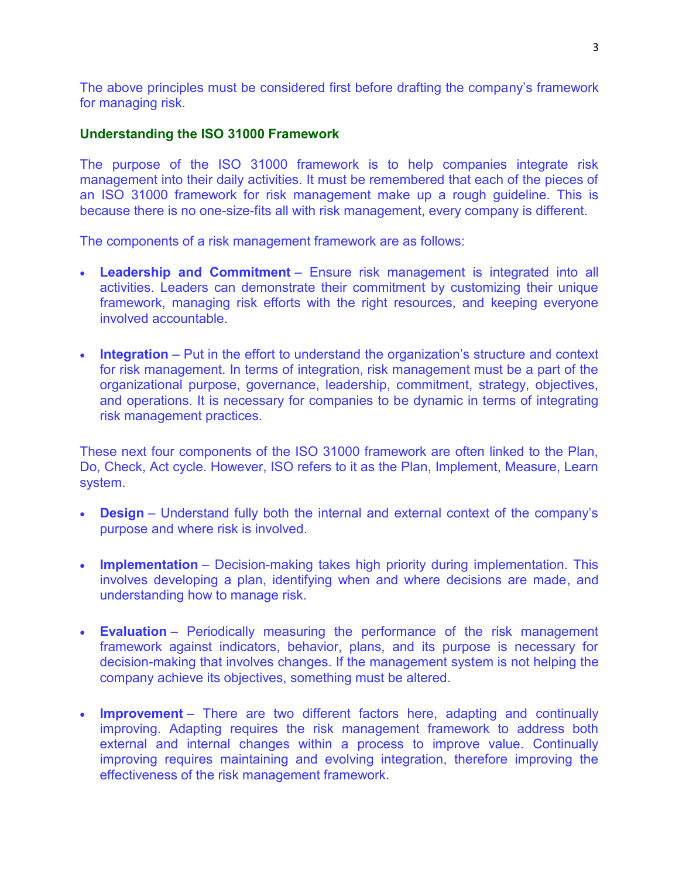The above principles must be considered first before drafting the company's framework for managing risk.

## Understanding the ISO 31000 Framework

The purpose of the ISO 31000 framework is to help companies integrate risk management into their daily activities. It must be remembered that each of the pieces of an ISO 31000 framework for risk management make up a rough guideline. This is because there is no one-size-fits all with risk management, every company is different.

The components of a risk management framework are as follows:

- **Leadership and Commitment** – Ensure risk management is integrated into all activities. Leaders can demonstrate their commitment by customizing their unique framework, managing risk efforts with the right resources, and keeping everyone involved accountable.

- **Integration** – Put in the effort to understand the organization's structure and context for risk management. In terms of integration, risk management must be a part of the organizational purpose, governance, leadership, commitment, strategy, objectives, and operations. It is necessary for companies to be dynamic in terms of integrating risk management practices.

These next four components of the ISO 31000 framework are often linked to the Plan, Do, Check, Act cycle. However, ISO refers to it as the Plan, Implement, Measure, Learn system.

- **Design** – Understand fully both the internal and external context of the company's purpose and where risk is involved.

- **Implementation** – Decision-making takes high priority during implementation. This involves developing a plan, identifying when and where decisions are made, and understanding how to manage risk.

- **Evaluation** – Periodically measuring the performance of the risk management framework against indicators, behavior, plans, and its purpose is necessary for decision-making that involves changes. If the management system is not helping the company achieve its objectives, something must be altered.

- **Improvement** – There are two different factors here, adapting and continually improving. Adapting requires the risk management framework to address both external and internal changes within a process to improve value. Continually improving requires maintaining and evolving integration, therefore improving the effectiveness of the risk management framework.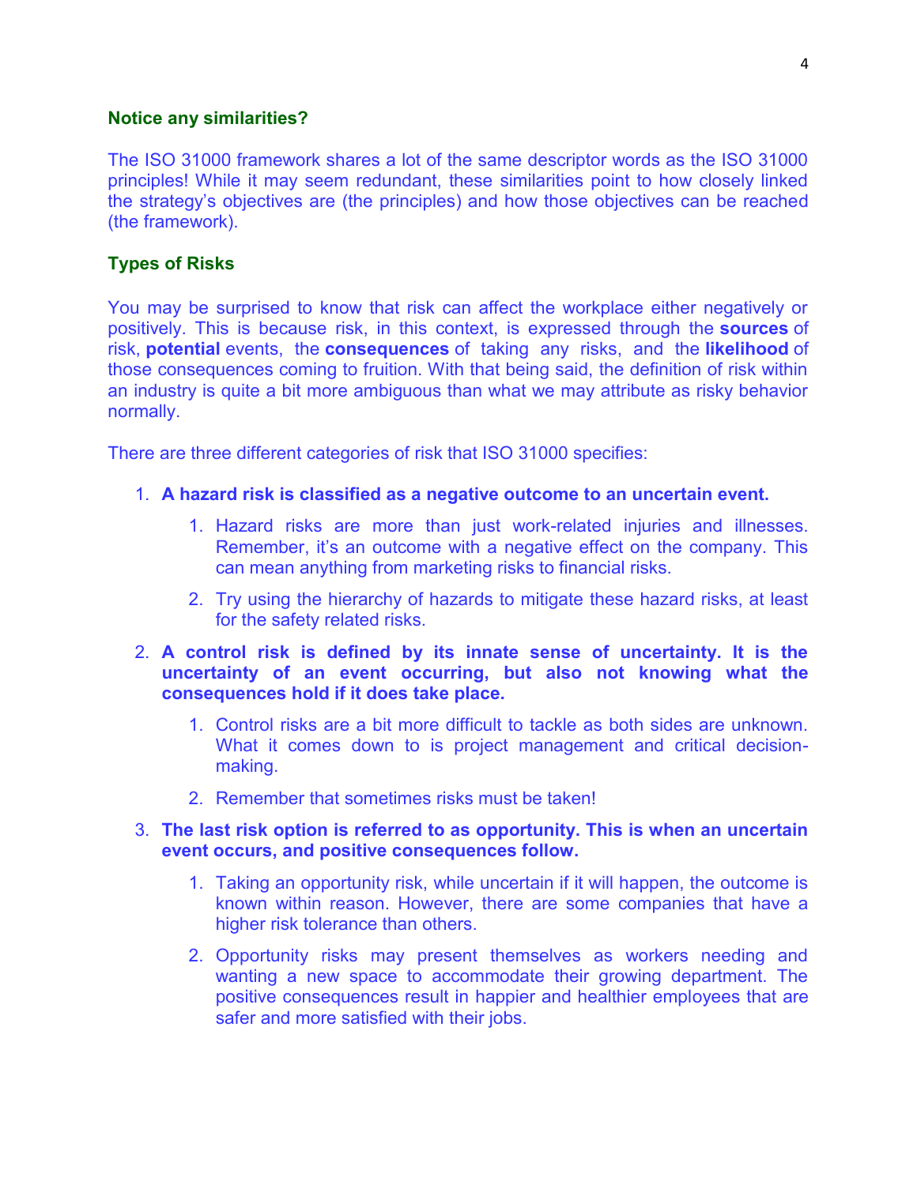**Notice any similarities?**

The ISO 31000 framework shares a lot of the same descriptor words as the ISO 31000 principles! While it may seem redundant, these similarities point to how closely linked the strategy's objectives are (the principles) and how those objectives can be reached (the framework).

**Types of Risks**

You may be surprised to know that risk can affect the workplace either negatively or positively. This is because risk, in this context, is expressed through the **sources** of risk, **potential** events, the **consequences** of taking any risks, and the **likelihood** of those consequences coming to fruition. With that being said, the definition of risk within an industry is quite a bit more ambiguous than what we may attribute as risky behavior normally.

There are three different categories of risk that ISO 31000 specifies:

1. **A hazard risk is classified as a negative outcome to an uncertain event.**
    1. Hazard risks are more than just work-related injuries and illnesses. Remember, it's an outcome with a negative effect on the company. This can mean anything from marketing risks to financial risks.
    2. Try using the hierarchy of hazards to mitigate these hazard risks, at least for the safety related risks.
2. **A control risk is defined by its innate sense of uncertainty. It is the uncertainty of an event occurring, but also not knowing what the consequences hold if it does take place.**
    1. Control risks are a bit more difficult to tackle as both sides are unknown. What it comes down to is project management and critical decision-making.
    2. Remember that sometimes risks must be taken!
3. **The last risk option is referred to as opportunity. This is when an uncertain event occurs, and positive consequences follow.**
    1. Taking an opportunity risk, while uncertain if it will happen, the outcome is known within reason. However, there are some companies that have a higher risk tolerance than others.
    2. Opportunity risks may present themselves as workers needing and wanting a new space to accommodate their growing department. The positive consequences result in happier and healthier employees that are safer and more satisfied with their jobs.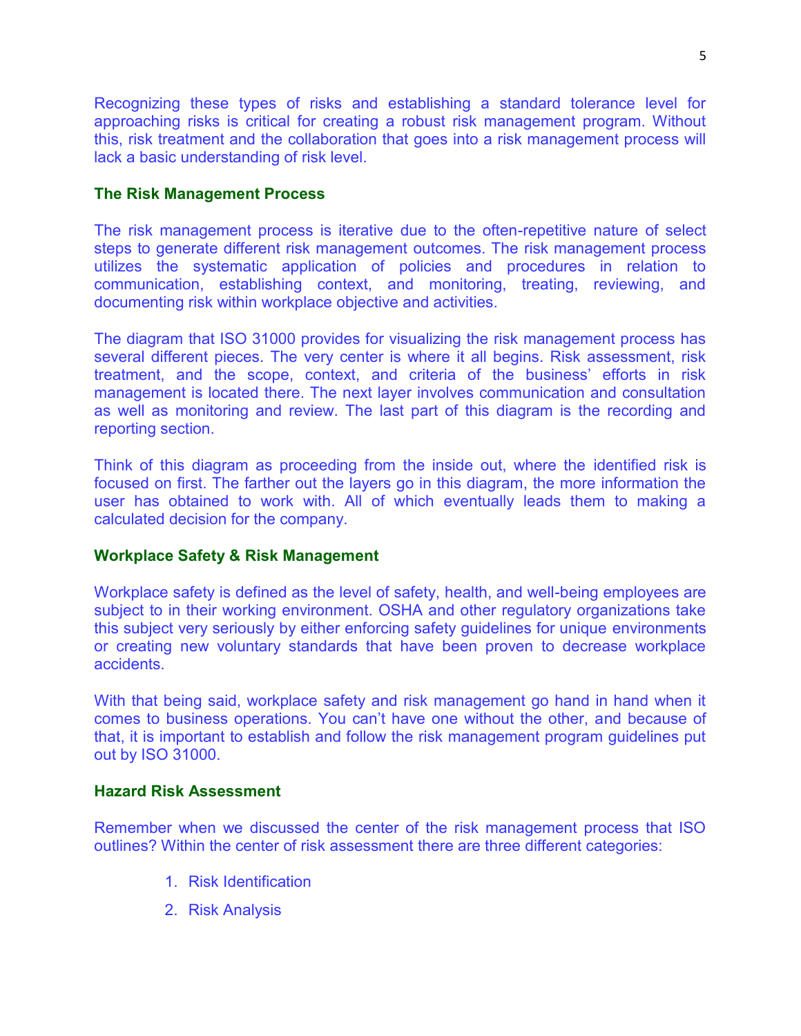Recognizing these types of risks and establishing a standard tolerance level for approaching risks is critical for creating a robust risk management program. Without this, risk treatment and the collaboration that goes into a risk management process will lack a basic understanding of risk level.

### The Risk Management Process

The risk management process is iterative due to the often-repetitive nature of select steps to generate different risk management outcomes. The risk management process utilizes the systematic application of policies and procedures in relation to communication, establishing context, and monitoring, treating, reviewing, and documenting risk within workplace objective and activities.

The diagram that ISO 31000 provides for visualizing the risk management process has several different pieces. The very center is where it all begins. Risk assessment, risk treatment, and the scope, context, and criteria of the business' efforts in risk management is located there. The next layer involves communication and consultation as well as monitoring and review. The last part of this diagram is the recording and reporting section.

Think of this diagram as proceeding from the inside out, where the identified risk is focused on first. The farther out the layers go in this diagram, the more information the user has obtained to work with. All of which eventually leads them to making a calculated decision for the company.

### Workplace Safety & Risk Management

Workplace safety is defined as the level of safety, health, and well-being employees are subject to in their working environment. OSHA and other regulatory organizations take this subject very seriously by either enforcing safety guidelines for unique environments or creating new voluntary standards that have been proven to decrease workplace accidents.

With that being said, workplace safety and risk management go hand in hand when it comes to business operations. You can't have one without the other, and because of that, it is important to establish and follow the risk management program guidelines put out by ISO 31000.

### Hazard Risk Assessment

Remember when we discussed the center of the risk management process that ISO outlines? Within the center of risk assessment there are three different categories:

1. Risk Identification
2. Risk Analysis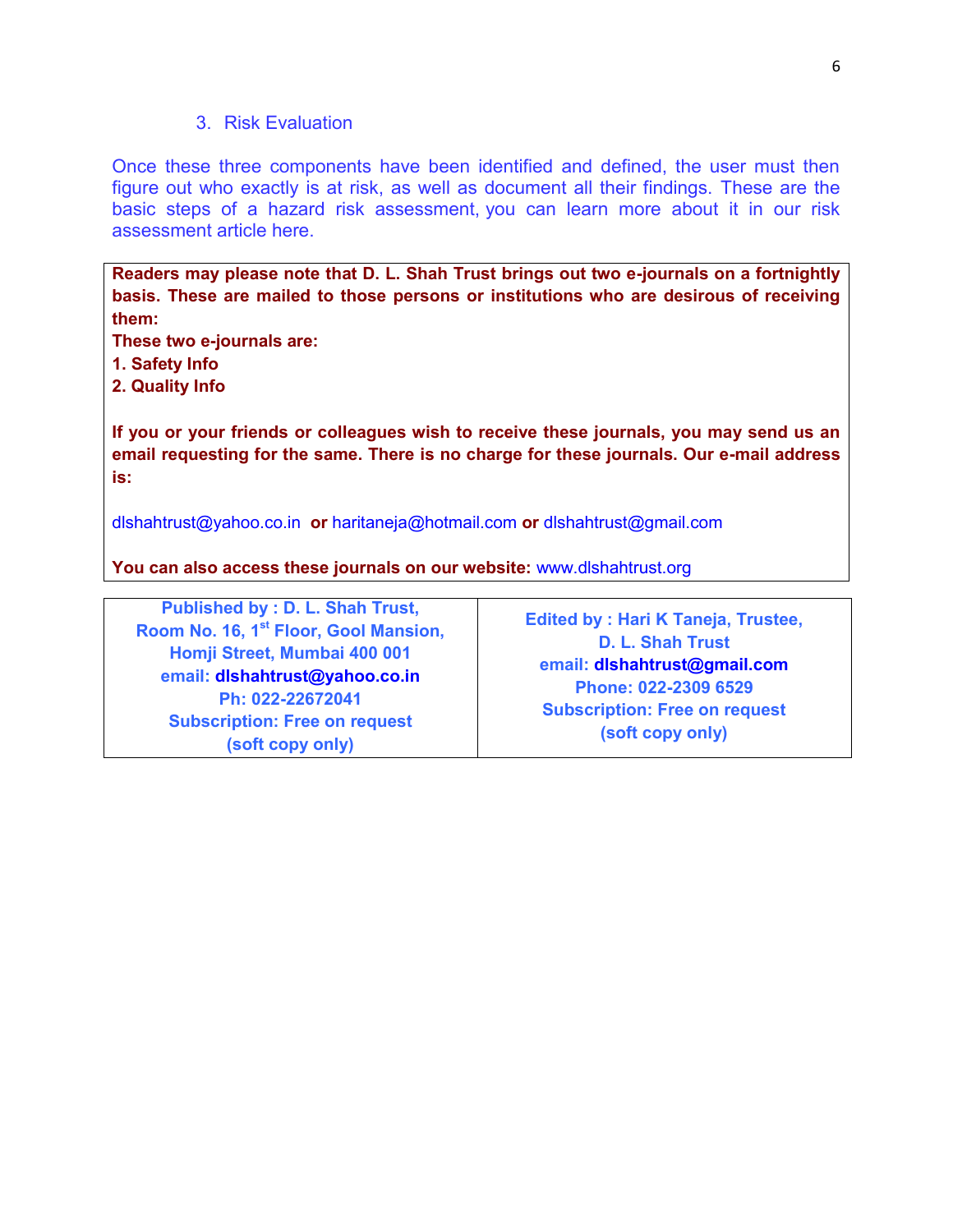3. Risk Evaluation

Once these three components have been identified and defined, the user must then figure out who exactly is at risk, as well as document all their findings. These are the basic steps of a hazard risk assessment, you can learn more about it in our risk assessment article here.

**Readers may please note that D. L. Shah Trust brings out two e-journals on a fortnightly basis. These are mailed to those persons or institutions who are desirous of receiving them:**

**These two e-journals are:**

**1. Safety Info**

**2. Quality Info**

**If you or your friends or colleagues wish to receive these journals, you may send us an email requesting for the same. There is no charge for these journals. Our e-mail address is:**

dlshahtrust@yahoo.co.in **or** haritaneja@hotmail.com **or** dlshahtrust@gmail.com

**You can also access these journals on our website:** www.dlshahtrust.org

| | |
|---|---|
| **Published by : D. L. Shah Trust, Room No. 16, 1st Floor, Gool Mansion, Homji Street, Mumbai 400 001 email: dlshahtrust@yahoo.co.in Ph: 022-22672041 Subscription: Free on request (soft copy only)** | **Edited by : Hari K Taneja, Trustee, D. L. Shah Trust email: dlshahtrust@gmail.com Phone: 022-2309 6529 Subscription: Free on request (soft copy only)** |